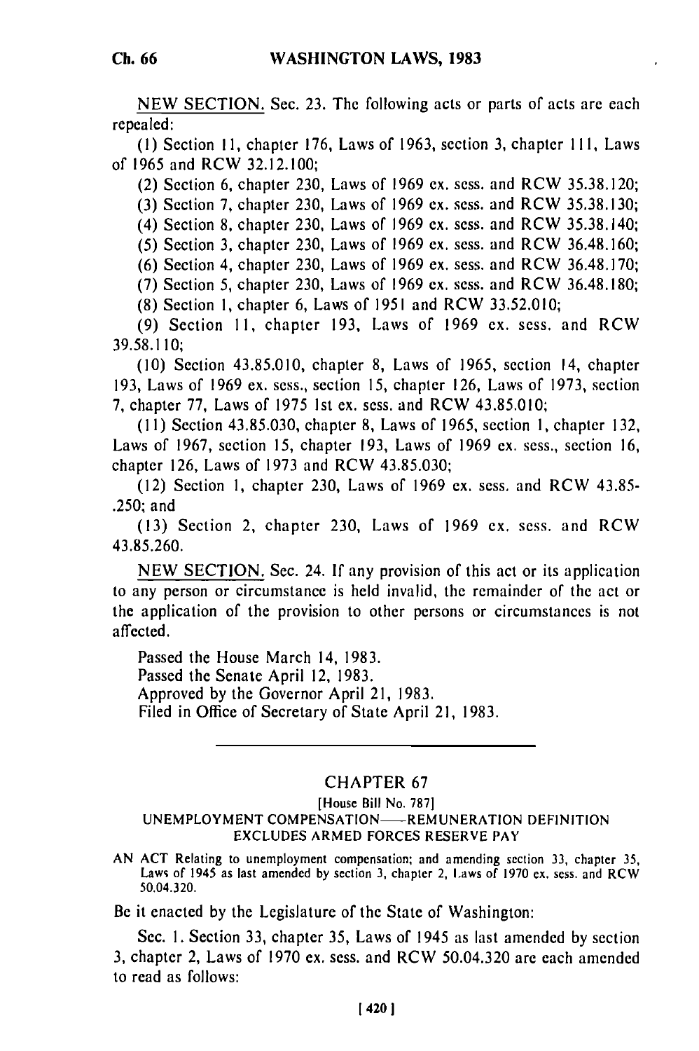NEW SECTION. Sec. 23. The following acts or parts of acts are each repealed:

(1) Section 11, chapter 176, Laws of 1963, section 3, chapter 111, Laws of 1965 and RCW 32.12.100;

(2) Section 6, chapter 230, Laws of 1969 ex. sess. and RCW 35.38.120;

(3) Section 7, chapter 230, Laws of 1969 ex. sess. and RCW 35.38.130;

(4) Section 8, chapter 230, Laws of 1969 ex. sess. and RCW 35.38.140;

(5) Section 3, chapter 230, Laws of 1969 ex. sess. and RCW 36.48.160;

(6) Section 4, chapter 230, Laws of 1969 ex. sess. and RCW 36.48.170;

(7) Section 5, chapter 230, Laws of 1969 ex. sess. and RCW 36.48.180;

(8) Section 1, chapter 6, Laws of 1951 and RCW 33.52.010;

(9) Section 11, chapter 193, Laws of 1969 ex. sess. and RCW 39.58.110;

(10) Section 43.85.010, chapter 8, Laws of 1965, section 14, chapter 193, Laws of 1969 ex. sess., section 15, chapter 126, Laws of 1973, section 7, chapter 77, Laws of 1975 1st ex. sess. and RCW 43.85.010;

(11) Section 43.85.030, chapter 8, Laws of 1965, section 1, chapter 132, Laws of 1967, section 15, chapter 193, Laws of 1969 ex. sess., section 16, chapter 126, Laws of 1973 and RCW 43.85.030;

(12) Section 1, chapter 230, Laws of 1969 ex. sess. and RCW 43.85-.250; and

(13) Section 2, chapter 230, Laws of 1969 ex. sess. and RCW 43.85.260.

NEW SECTION. Sec. 24. If any provision of this act or its application to any person or circumstance is held invalid, the remainder of the act or the application of the provision to other persons or circumstances is not affected.

Passed the House March 14, 1983.
Passed the Senate April 12, 1983.
Approved by the Governor April 21, 1983.
Filed in Office of Secretary of State April 21, 1983.

---

## CHAPTER 67

[House Bill No. 787]

UNEMPLOYMENT COMPENSATION—REMUNERATION DEFINITION EXCLUDES ARMED FORCES RESERVE PAY

AN ACT Relating to unemployment compensation; and amending section 33, chapter 35, Laws of 1945 as last amended by section 3, chapter 2, Laws of 1970 ex. sess. and RCW 50.04.320.

Be it enacted by the Legislature of the State of Washington:

Sec. 1. Section 33, chapter 35, Laws of 1945 as last amended by section 3, chapter 2, Laws of 1970 ex. sess. and RCW 50.04.320 are each amended to read as follows: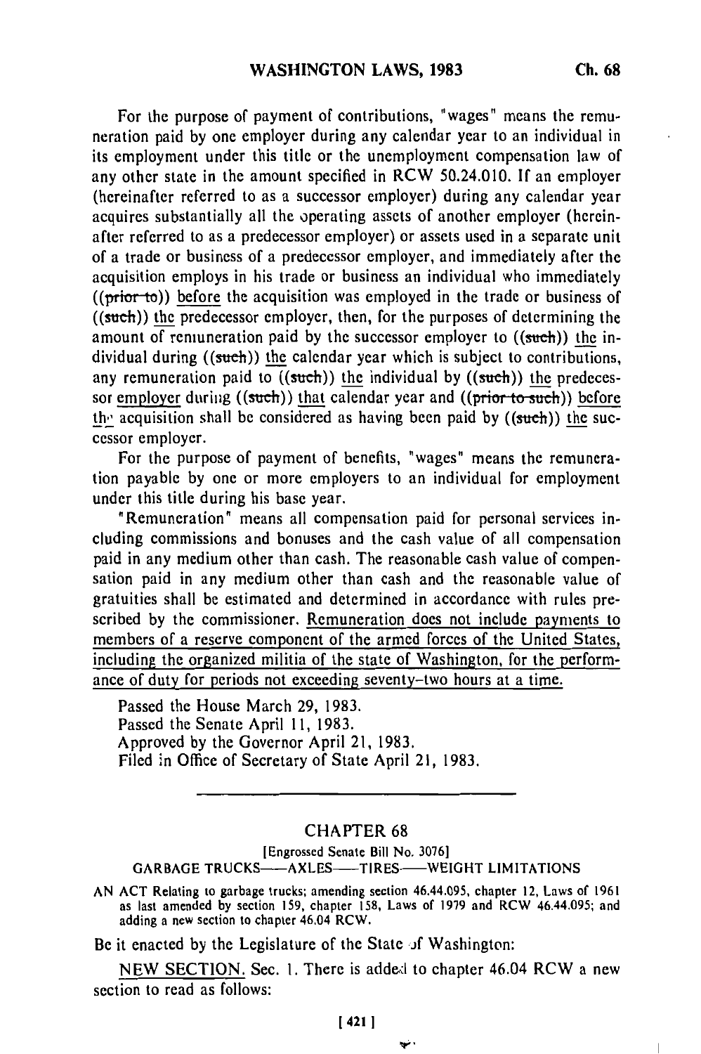For the purpose of payment of contributions, "wages" means the remuneration paid by one employer during any calendar year to an individual in its employment under this title or the unemployment compensation law of any other state in the amount specified in RCW 50.24.010. If an employer (hereinafter referred to as a successor employer) during any calendar year acquires substantially all the operating assets of another employer (hereinafter referred to as a predecessor employer) or assets used in a separate unit of a trade or business of a predecessor employer, and immediately after the acquisition employs in his trade or business an individual who immediately ((prior to)) before the acquisition was employed in the trade or business of ((such)) the predecessor employer, then, for the purposes of determining the amount of remuneration paid by the successor employer to ((such)) the individual during ((such)) the calendar year which is subject to contributions, any remuneration paid to ((such)) the individual by ((such)) the predecessor employer during ((such)) that calendar year and ((prior to such)) before the acquisition shall be considered as having been paid by ((such)) the successor employer.

For the purpose of payment of benefits, "wages" means the remuneration payable by one or more employers to an individual for employment under this title during his base year.

"Remuneration" means all compensation paid for personal services including commissions and bonuses and the cash value of all compensation paid in any medium other than cash. The reasonable cash value of compensation paid in any medium other than cash and the reasonable value of gratuities shall be estimated and determined in accordance with rules prescribed by the commissioner. Remuneration does not include payments to members of a reserve component of the armed forces of the United States, including the organized militia of the state of Washington, for the performance of duty for periods not exceeding seventy-two hours at a time.

Passed the House March 29, 1983.
Passed the Senate April 11, 1983.
Approved by the Governor April 21, 1983.
Filed in Office of Secretary of State April 21, 1983.

---

## CHAPTER 68

[Engrossed Senate Bill No. 3076]

GARBAGE TRUCKS—AXLES—TIRES—WEIGHT LIMITATIONS

AN ACT Relating to garbage trucks; amending section 46.44.095, chapter 12, Laws of 1961 as last amended by section 159, chapter 158, Laws of 1979 and RCW 46.44.095; and adding a new section to chapter 46.04 RCW.

Be it enacted by the Legislature of the State of Washington:

NEW SECTION. Sec. 1. There is added to chapter 46.04 RCW a new section to read as follows: